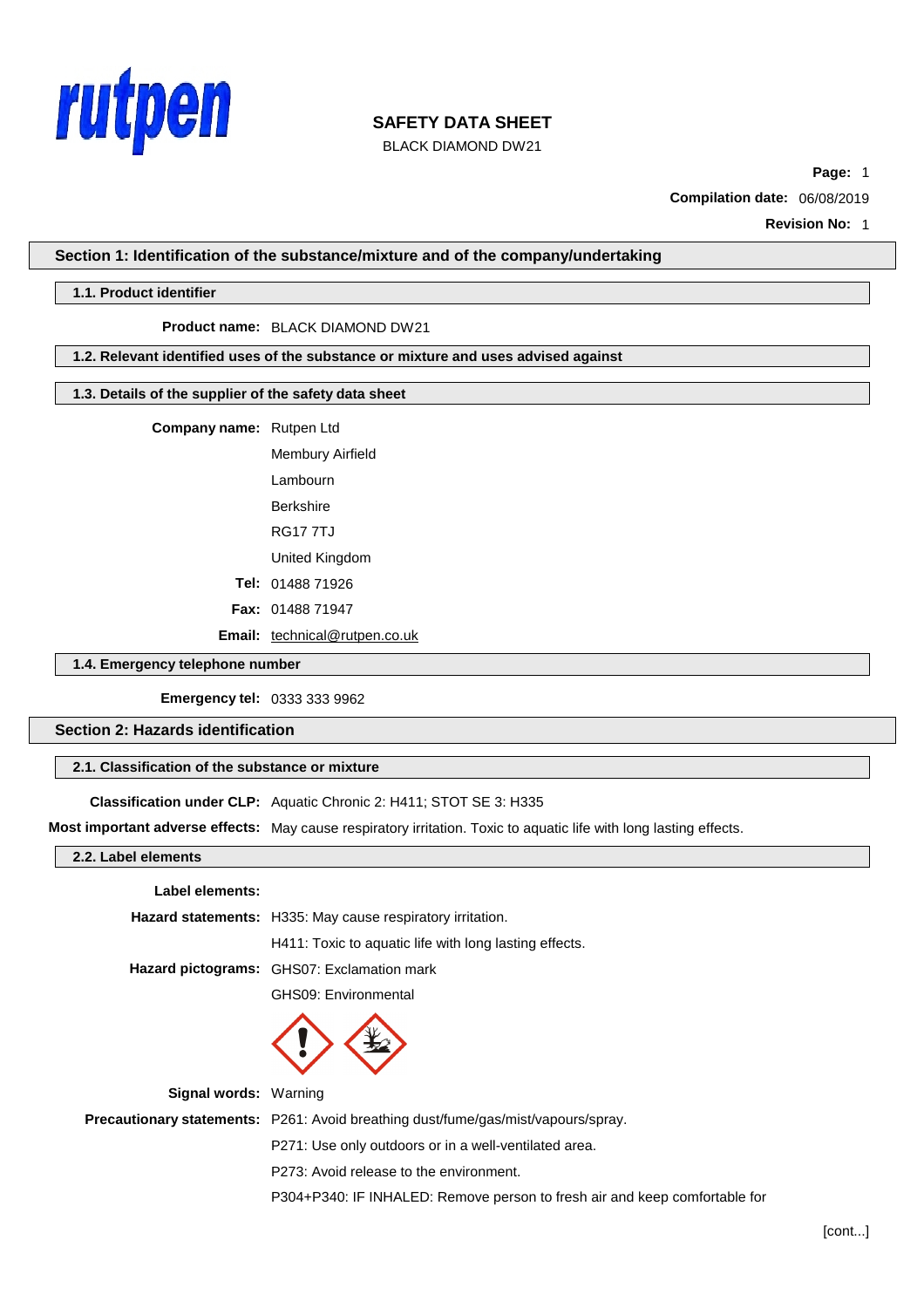# SAFETY DATA SHEET

BLACK DIAMOND DW21

**Compilation date:** 06/08/2019

**Revision No:** 1

## Section 1: Identification of the substance/mixture and of the company/undertaking

### 1.1. Product identifier

**Product name:** BLACK DIAMOND DW21

### 1.2. Relevant identified uses of the substance or mixture and uses advised against

### 1.3. Details of the supplier of the safety data sheet

**Company name:** Rutpen Ltd
Membury Airfield
Lambourn
Berkshire
RG17 7TJ
United Kingdom

**Tel:** 01488 71926

**Fax:** 01488 71947

**Email:** technical@rutpen.co.uk

### 1.4. Emergency telephone number

**Emergency tel:** 0333 333 9962

## Section 2: Hazards identification

### 2.1. Classification of the substance or mixture

**Classification under CLP:** Aquatic Chronic 2: H411; STOT SE 3: H335

**Most important adverse effects:** May cause respiratory irritation. Toxic to aquatic life with long lasting effects.

### 2.2. Label elements

**Label elements:**

**Hazard statements:** H335: May cause respiratory irritation.
H411: Toxic to aquatic life with long lasting effects.

**Hazard pictograms:** GHS07: Exclamation mark
GHS09: Environmental

**Signal words:** Warning

**Precautionary statements:** P261: Avoid breathing dust/fume/gas/mist/vapours/spray.
P271: Use only outdoors or in a well-ventilated area.
P273: Avoid release to the environment.
P304+P340: IF INHALED: Remove person to fresh air and keep comfortable for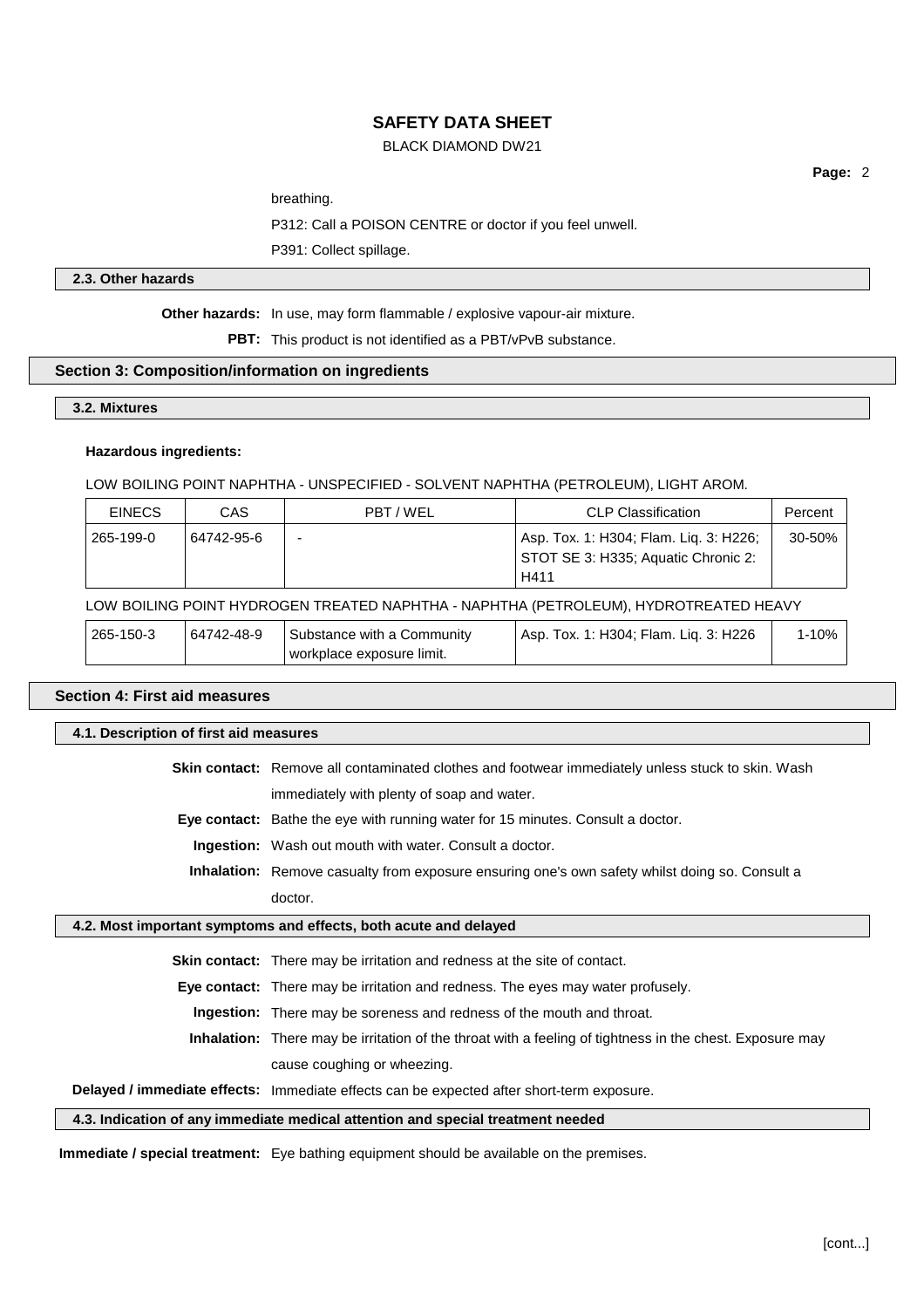breathing.

P312: Call a POISON CENTRE or doctor if you feel unwell.

P391: Collect spillage.

### 2.3. Other hazards

**Other hazards:** In use, may form flammable / explosive vapour-air mixture.

**PBT:** This product is not identified as a PBT/vPvB substance.

## Section 3: Composition/information on ingredients

### 3.2. Mixtures

**Hazardous ingredients:**

LOW BOILING POINT NAPHTHA - UNSPECIFIED - SOLVENT NAPHTHA (PETROLEUM), LIGHT AROM.

| EINECS | CAS | PBT / WEL | CLP Classification | Percent |
|---|---|---|---|---|
| 265-199-0 | 64742-95-6 | - | Asp. Tox. 1: H304; Flam. Liq. 3: H226; STOT SE 3: H335; Aquatic Chronic 2: H411 | 30-50% |

LOW BOILING POINT HYDROGEN TREATED NAPHTHA - NAPHTHA (PETROLEUM), HYDROTREATED HEAVY

| EINECS | CAS | PBT / WEL | CLP Classification | Percent |
|---|---|---|---|---|
| 265-150-3 | 64742-48-9 | Substance with a Community workplace exposure limit. | Asp. Tox. 1: H304; Flam. Liq. 3: H226 | 1-10% |

## Section 4: First aid measures

### 4.1. Description of first aid measures

**Skin contact:** Remove all contaminated clothes and footwear immediately unless stuck to skin. Wash immediately with plenty of soap and water.

**Eye contact:** Bathe the eye with running water for 15 minutes. Consult a doctor.

**Ingestion:** Wash out mouth with water. Consult a doctor.

**Inhalation:** Remove casualty from exposure ensuring one's own safety whilst doing so. Consult a doctor.

### 4.2. Most important symptoms and effects, both acute and delayed

**Skin contact:** There may be irritation and redness at the site of contact.

**Eye contact:** There may be irritation and redness. The eyes may water profusely.

**Ingestion:** There may be soreness and redness of the mouth and throat.

**Inhalation:** There may be irritation of the throat with a feeling of tightness in the chest. Exposure may cause coughing or wheezing.

**Delayed / immediate effects:** Immediate effects can be expected after short-term exposure.

### 4.3. Indication of any immediate medical attention and special treatment needed

**Immediate / special treatment:** Eye bathing equipment should be available on the premises.

[cont...]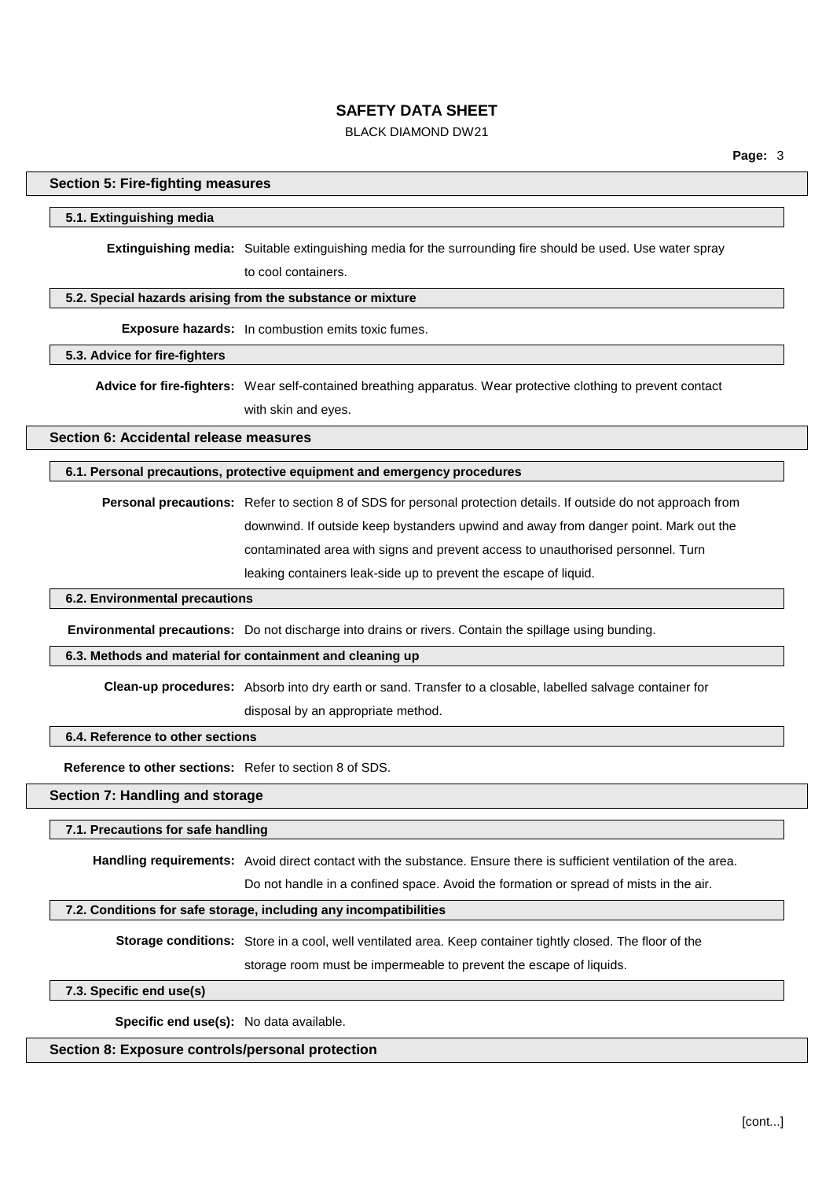## Section 5: Fire-fighting measures

### 5.1. Extinguishing media

**Extinguishing media:** Suitable extinguishing media for the surrounding fire should be used. Use water spray to cool containers.

### 5.2. Special hazards arising from the substance or mixture

**Exposure hazards:** In combustion emits toxic fumes.

### 5.3. Advice for fire-fighters

**Advice for fire-fighters:** Wear self-contained breathing apparatus. Wear protective clothing to prevent contact with skin and eyes.

## Section 6: Accidental release measures

### 6.1. Personal precautions, protective equipment and emergency procedures

**Personal precautions:** Refer to section 8 of SDS for personal protection details. If outside do not approach from downwind. If outside keep bystanders upwind and away from danger point. Mark out the contaminated area with signs and prevent access to unauthorised personnel. Turn leaking containers leak-side up to prevent the escape of liquid.

### 6.2. Environmental precautions

**Environmental precautions:** Do not discharge into drains or rivers. Contain the spillage using bunding.

### 6.3. Methods and material for containment and cleaning up

**Clean-up procedures:** Absorb into dry earth or sand. Transfer to a closable, labelled salvage container for disposal by an appropriate method.

### 6.4. Reference to other sections

**Reference to other sections:** Refer to section 8 of SDS.

## Section 7: Handling and storage

### 7.1. Precautions for safe handling

**Handling requirements:** Avoid direct contact with the substance. Ensure there is sufficient ventilation of the area. Do not handle in a confined space. Avoid the formation or spread of mists in the air.

### 7.2. Conditions for safe storage, including any incompatibilities

**Storage conditions:** Store in a cool, well ventilated area. Keep container tightly closed. The floor of the storage room must be impermeable to prevent the escape of liquids.

### 7.3. Specific end use(s)

**Specific end use(s):** No data available.

## Section 8: Exposure controls/personal protection

[cont...]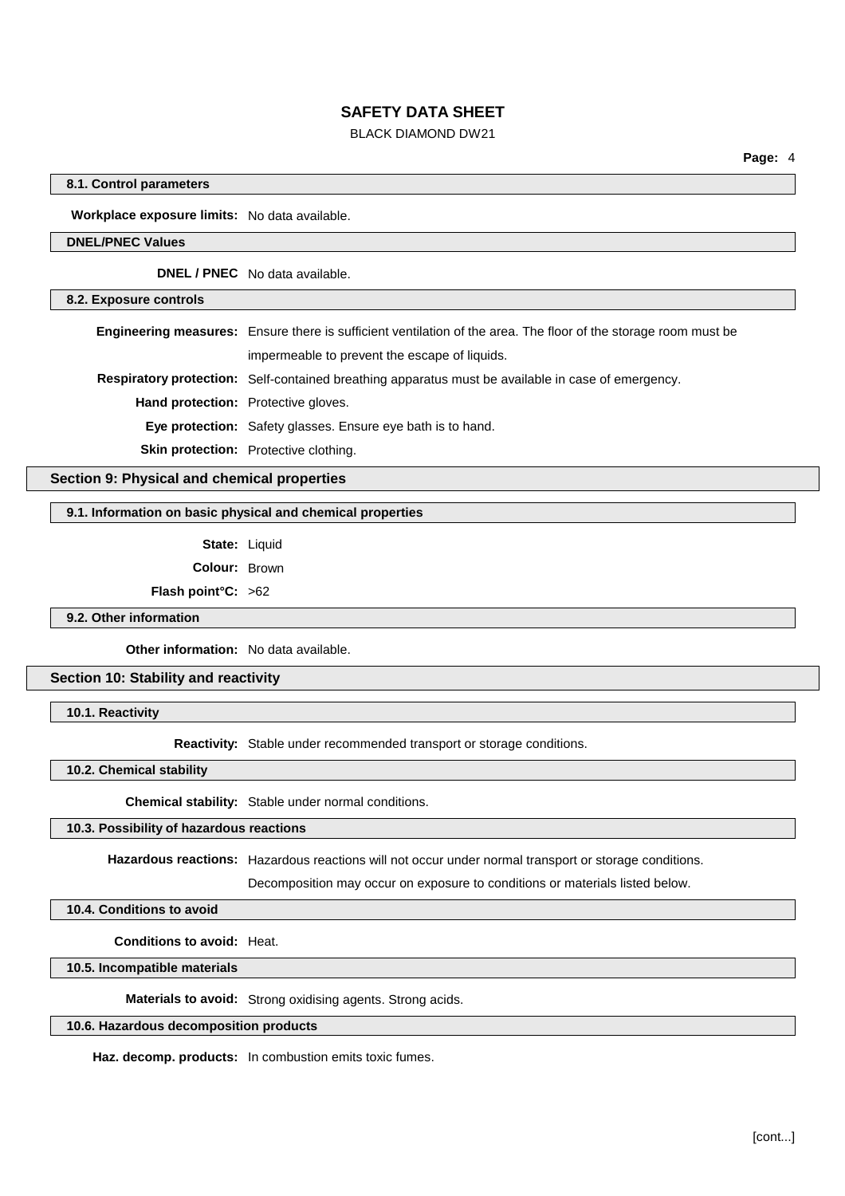### 8.1. Control parameters

**Workplace exposure limits:** No data available.

#### DNEL/PNEC Values

**DNEL / PNEC** No data available.

### 8.2. Exposure controls

**Engineering measures:** Ensure there is sufficient ventilation of the area. The floor of the storage room must be impermeable to prevent the escape of liquids.

**Respiratory protection:** Self-contained breathing apparatus must be available in case of emergency.

**Hand protection:** Protective gloves.

**Eye protection:** Safety glasses. Ensure eye bath is to hand.

**Skin protection:** Protective clothing.

## Section 9: Physical and chemical properties

### 9.1. Information on basic physical and chemical properties

**State:** Liquid

**Colour:** Brown

**Flash point°C:** >62

### 9.2. Other information

**Other information:** No data available.

## Section 10: Stability and reactivity

### 10.1. Reactivity

**Reactivity:** Stable under recommended transport or storage conditions.

### 10.2. Chemical stability

**Chemical stability:** Stable under normal conditions.

### 10.3. Possibility of hazardous reactions

**Hazardous reactions:** Hazardous reactions will not occur under normal transport or storage conditions. Decomposition may occur on exposure to conditions or materials listed below.

### 10.4. Conditions to avoid

**Conditions to avoid:** Heat.

### 10.5. Incompatible materials

**Materials to avoid:** Strong oxidising agents. Strong acids.

### 10.6. Hazardous decomposition products

**Haz. decomp. products:** In combustion emits toxic fumes.

[cont...]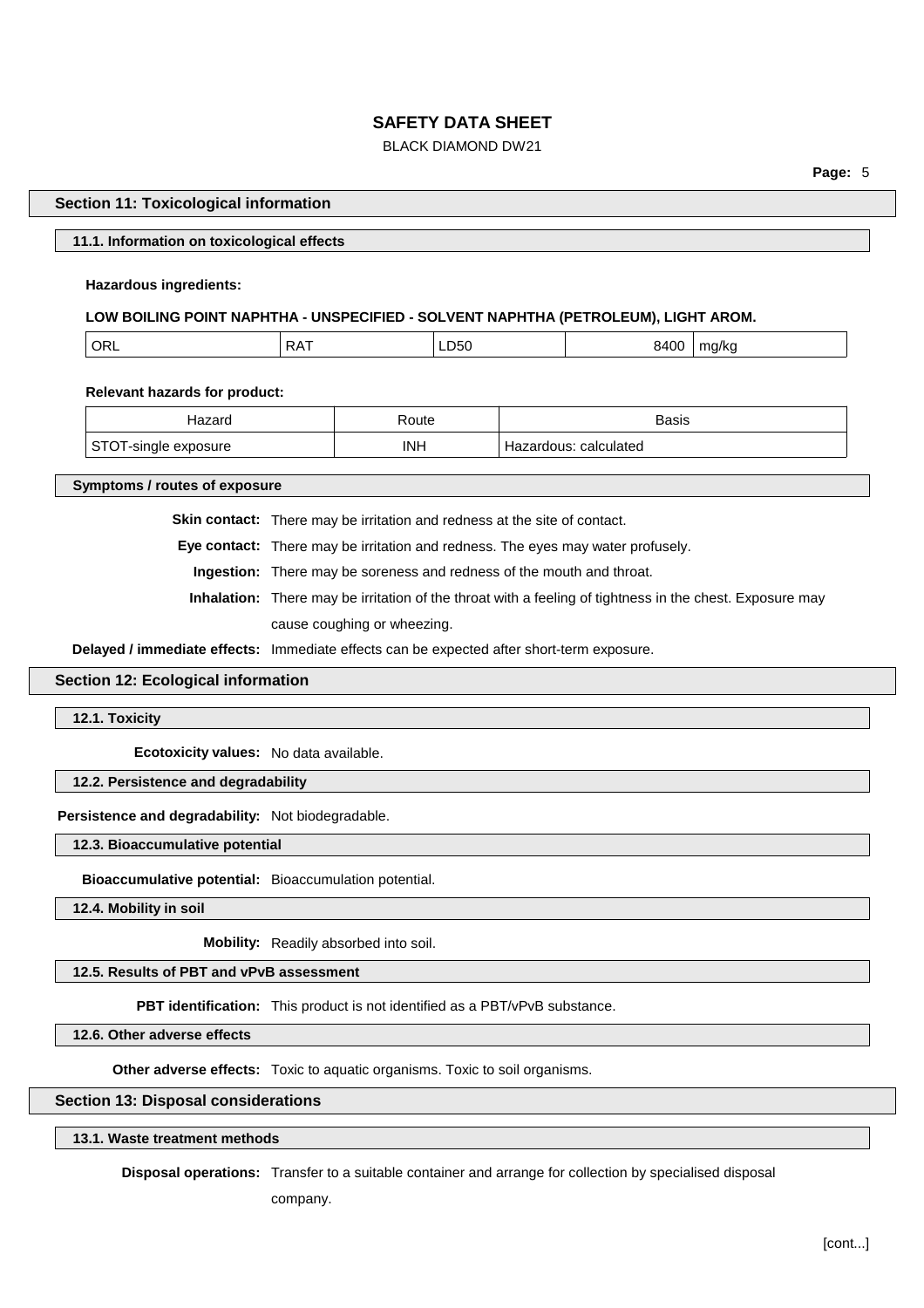## Section 11: Toxicological information

### 11.1. Information on toxicological effects

**Hazardous ingredients:**

**LOW BOILING POINT NAPHTHA - UNSPECIFIED - SOLVENT NAPHTHA (PETROLEUM), LIGHT AROM.**

| ORL | RAT | LD50 | 8400 | mg/kg |
|---|---|---|---|---|

**Relevant hazards for product:**

| Hazard | Route | Basis |
|---|---|---|
| STOT-single exposure | INH | Hazardous: calculated |

### Symptoms / routes of exposure

**Skin contact:** There may be irritation and redness at the site of contact.

**Eye contact:** There may be irritation and redness. The eyes may water profusely.

**Ingestion:** There may be soreness and redness of the mouth and throat.

**Inhalation:** There may be irritation of the throat with a feeling of tightness in the chest. Exposure may cause coughing or wheezing.

**Delayed / immediate effects:** Immediate effects can be expected after short-term exposure.

## Section 12: Ecological information

### 12.1. Toxicity

**Ecotoxicity values:** No data available.

### 12.2. Persistence and degradability

**Persistence and degradability:** Not biodegradable.

### 12.3. Bioaccumulative potential

**Bioaccumulative potential:** Bioaccumulation potential.

### 12.4. Mobility in soil

**Mobility:** Readily absorbed into soil.

### 12.5. Results of PBT and vPvB assessment

**PBT identification:** This product is not identified as a PBT/vPvB substance.

### 12.6. Other adverse effects

**Other adverse effects:** Toxic to aquatic organisms. Toxic to soil organisms.

## Section 13: Disposal considerations

### 13.1. Waste treatment methods

**Disposal operations:** Transfer to a suitable container and arrange for collection by specialised disposal company.

[cont...]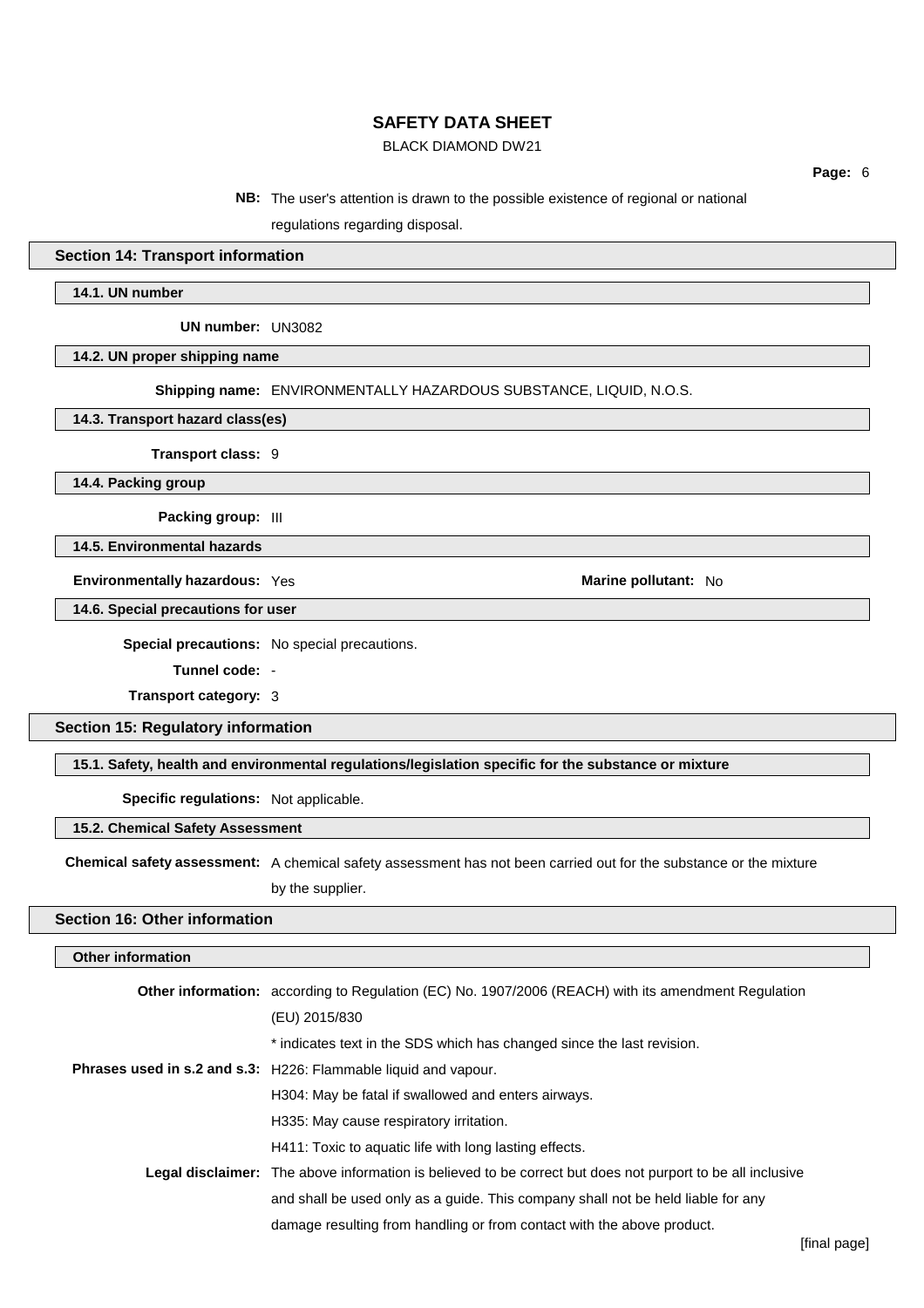**NB:** The user's attention is drawn to the possible existence of regional or national regulations regarding disposal.

## Section 14: Transport information

### 14.1. UN number

**UN number:** UN3082

### 14.2. UN proper shipping name

**Shipping name:** ENVIRONMENTALLY HAZARDOUS SUBSTANCE, LIQUID, N.O.S.

### 14.3. Transport hazard class(es)

**Transport class:** 9

### 14.4. Packing group

**Packing group:** III

### 14.5. Environmental hazards

**Environmentally hazardous:** Yes

**Marine pollutant:** No

### 14.6. Special precautions for user

**Special precautions:** No special precautions.

**Tunnel code:** -

**Transport category:** 3

## Section 15: Regulatory information

### 15.1. Safety, health and environmental regulations/legislation specific for the substance or mixture

**Specific regulations:** Not applicable.

### 15.2. Chemical Safety Assessment

**Chemical safety assessment:** A chemical safety assessment has not been carried out for the substance or the mixture by the supplier.

## Section 16: Other information

### Other information

**Other information:** according to Regulation (EC) No. 1907/2006 (REACH) with its amendment Regulation (EU) 2015/830

* indicates text in the SDS which has changed since the last revision.

**Phrases used in s.2 and s.3:** H226: Flammable liquid and vapour.

H304: May be fatal if swallowed and enters airways.

H335: May cause respiratory irritation.

H411: Toxic to aquatic life with long lasting effects.

**Legal disclaimer:** The above information is believed to be correct but does not purport to be all inclusive and shall be used only as a guide. This company shall not be held liable for any damage resulting from handling or from contact with the above product.

[final page]